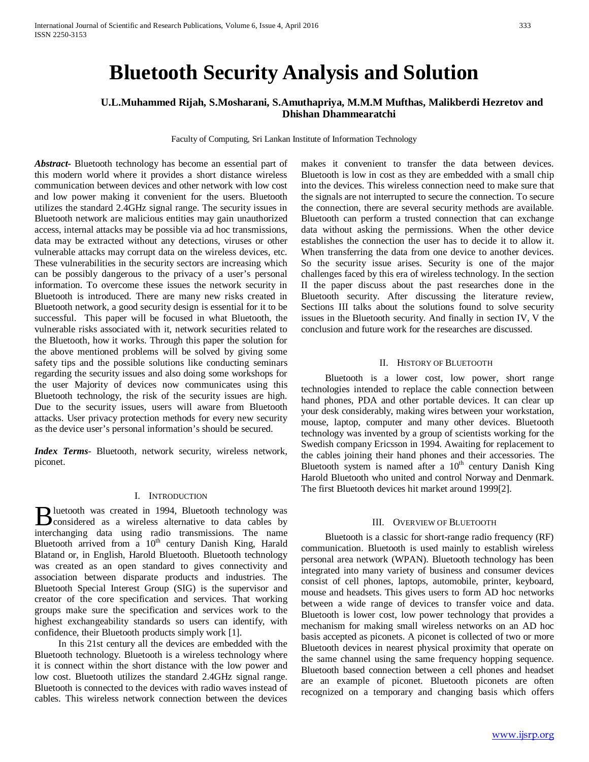# Bluetooth Security Analysis and Solution

**U.L.Muhammed Rijah, S.Mosharani, S.Amuthapriya, M.M.M Mufthas, Malikberdi Hezretov and Dhishan Dhammearatchi**

Faculty of Computing, Sri Lankan Institute of Information Technology

***Abstract-*** Bluetooth technology has become an essential part of this modern world where it provides a short distance wireless communication between devices and other network with low cost and low power making it convenient for the users. Bluetooth utilizes the standard 2.4GHz signal range. The security issues in Bluetooth network are malicious entities may gain unauthorized access, internal attacks may be possible via ad hoc transmissions, data may be extracted without any detections, viruses or other vulnerable attacks may corrupt data on the wireless devices, etc. These vulnerabilities in the security sectors are increasing which can be possibly dangerous to the privacy of a user's personal information. To overcome these issues the network security in Bluetooth is introduced. There are many new risks created in Bluetooth network, a good security design is essential for it to be successful. This paper will be focused in what Bluetooth, the vulnerable risks associated with it, network securities related to the Bluetooth, how it works. Through this paper the solution for the above mentioned problems will be solved by giving some safety tips and the possible solutions like conducting seminars regarding the security issues and also doing some workshops for the user Majority of devices now communicates using this Bluetooth technology, the risk of the security issues are high. Due to the security issues, users will aware from Bluetooth attacks. User privacy protection methods for every new security as the device user's personal information's should be secured.

***Index Terms-*** Bluetooth, network security, wireless network, piconet.

## I. Introduction

Bluetooth was created in 1994, Bluetooth technology was considered as a wireless alternative to data cables by interchanging data using radio transmissions. The name Bluetooth arrived from a 10th century Danish King, Harald Blatand or, in English, Harold Bluetooth. Bluetooth technology was created as an open standard to gives connectivity and association between disparate products and industries. The Bluetooth Special Interest Group (SIG) is the supervisor and creator of the core specification and services. That working groups make sure the specification and services work to the highest exchangeability standards so users can identify, with confidence, their Bluetooth products simply work [1].

In this 21st century all the devices are embedded with the Bluetooth technology. Bluetooth is a wireless technology where it is connect within the short distance with the low power and low cost. Bluetooth utilizes the standard 2.4GHz signal range. Bluetooth is connected to the devices with radio waves instead of cables. This wireless network connection between the devices makes it convenient to transfer the data between devices. Bluetooth is low in cost as they are embedded with a small chip into the devices. This wireless connection need to make sure that the signals are not interrupted to secure the connection. To secure the connection, there are several security methods are available. Bluetooth can perform a trusted connection that can exchange data without asking the permissions. When the other device establishes the connection the user has to decide it to allow it. When transferring the data from one device to another devices. So the security issue arises. Security is one of the major challenges faced by this era of wireless technology. In the section II the paper discuss about the past researches done in the Bluetooth security. After discussing the literature review, Sections III talks about the solutions found to solve security issues in the Bluetooth security. And finally in section IV, V the conclusion and future work for the researches are discussed.

## II. History of Bluetooth

Bluetooth is a lower cost, low power, short range technologies intended to replace the cable connection between hand phones, PDA and other portable devices. It can clear up your desk considerably, making wires between your workstation, mouse, laptop, computer and many other devices. Bluetooth technology was invented by a group of scientists working for the Swedish company Ericsson in 1994. Awaiting for replacement to the cables joining their hand phones and their accessories. The Bluetooth system is named after a 10th century Danish King Harold Bluetooth who united and control Norway and Denmark. The first Bluetooth devices hit market around 1999[2].

## III. Overview of Bluetooth

Bluetooth is a classic for short-range radio frequency (RF) communication. Bluetooth is used mainly to establish wireless personal area network (WPAN). Bluetooth technology has been integrated into many variety of business and consumer devices consist of cell phones, laptops, automobile, printer, keyboard, mouse and headsets. This gives users to form AD hoc networks between a wide range of devices to transfer voice and data. Bluetooth is lower cost, low power technology that provides a mechanism for making small wireless networks on an AD hoc basis accepted as piconets. A piconet is collected of two or more Bluetooth devices in nearest physical proximity that operate on the same channel using the same frequency hopping sequence. Bluetooth based connection between a cell phones and headset are an example of piconet. Bluetooth piconets are often recognized on a temporary and changing basis which offers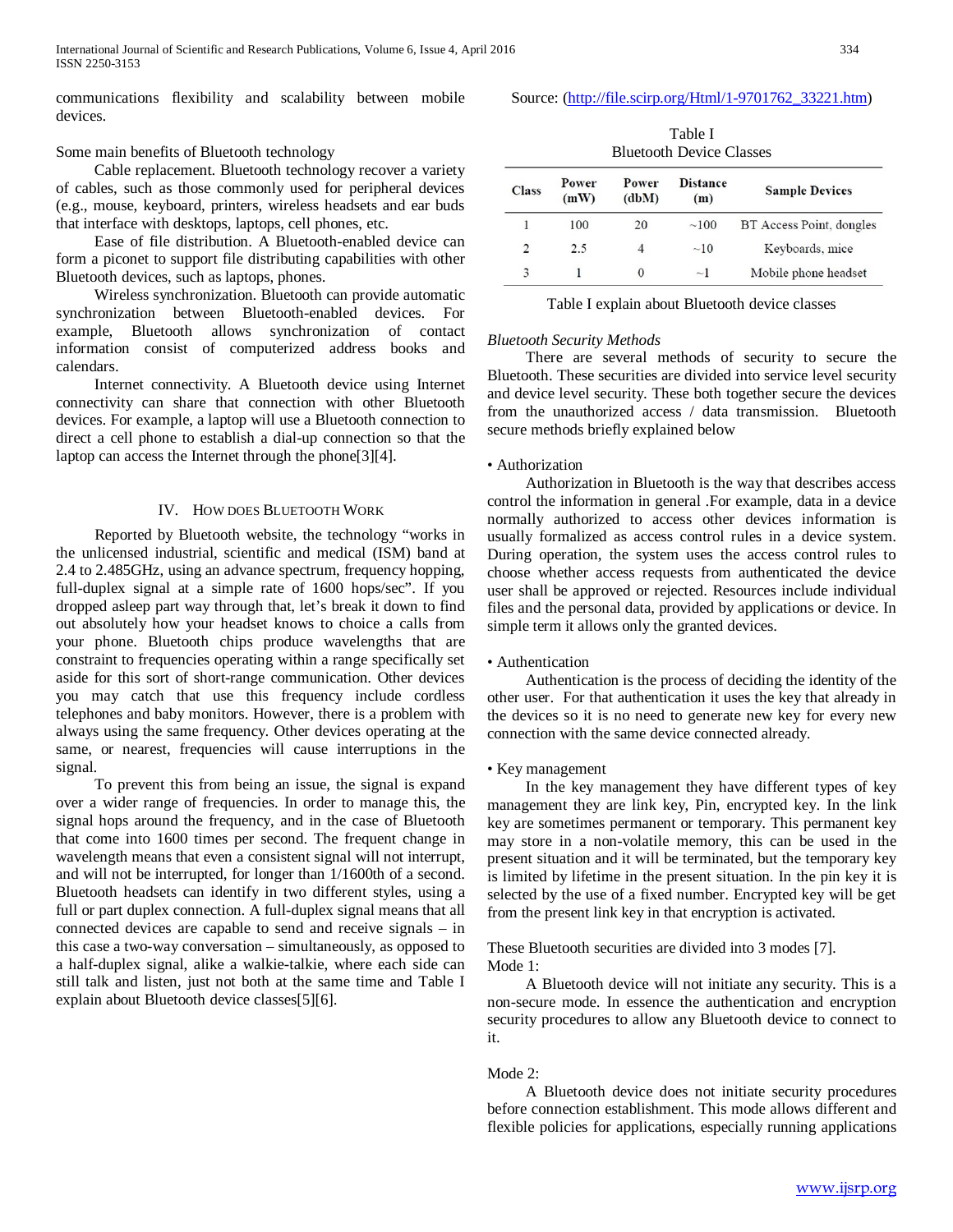communications flexibility and scalability between mobile devices.

Some main benefits of Bluetooth technology

Cable replacement. Bluetooth technology recover a variety of cables, such as those commonly used for peripheral devices (e.g., mouse, keyboard, printers, wireless headsets and ear buds that interface with desktops, laptops, cell phones, etc.

Ease of file distribution. A Bluetooth-enabled device can form a piconet to support file distributing capabilities with other Bluetooth devices, such as laptops, phones.

Wireless synchronization. Bluetooth can provide automatic synchronization between Bluetooth-enabled devices. For example, Bluetooth allows synchronization of contact information consist of computerized address books and calendars.

Internet connectivity. A Bluetooth device using Internet connectivity can share that connection with other Bluetooth devices. For example, a laptop will use a Bluetooth connection to direct a cell phone to establish a dial-up connection so that the laptop can access the Internet through the phone[3][4].

## IV. How does Bluetooth Work

Reported by Bluetooth website, the technology "works in the unlicensed industrial, scientific and medical (ISM) band at 2.4 to 2.485GHz, using an advance spectrum, frequency hopping, full-duplex signal at a simple rate of 1600 hops/sec". If you dropped asleep part way through that, let's break it down to find out absolutely how your headset knows to choice a calls from your phone. Bluetooth chips produce wavelengths that are constraint to frequencies operating within a range specifically set aside for this sort of short-range communication. Other devices you may catch that use this frequency include cordless telephones and baby monitors. However, there is a problem with always using the same frequency. Other devices operating at the same, or nearest, frequencies will cause interruptions in the signal.

To prevent this from being an issue, the signal is expand over a wider range of frequencies. In order to manage this, the signal hops around the frequency, and in the case of Bluetooth that come into 1600 times per second. The frequent change in wavelength means that even a consistent signal will not interrupt, and will not be interrupted, for longer than 1/1600th of a second. Bluetooth headsets can identify in two different styles, using a full or part duplex connection. A full-duplex signal means that all connected devices are capable to send and receive signals – in this case a two-way conversation – simultaneously, as opposed to a half-duplex signal, alike a walkie-talkie, where each side can still talk and listen, just not both at the same time and Table I explain about Bluetooth device classes[5][6].

Source: (http://file.scirp.org/Html/1-9701762_33221.htm)

Table I
Bluetooth Device Classes

| Class | Power (mW) | Power (dbM) | Distance (m) | Sample Devices |
|---|---|---|---|---|
| 1 | 100 | 20 | ~100 | BT Access Point, dongles |
| 2 | 2.5 | 4 | ~10 | Keyboards, mice |
| 3 | 1 | 0 | ~1 | Mobile phone headset |

Table I explain about Bluetooth device classes

*Bluetooth Security Methods*

There are several methods of security to secure the Bluetooth. These securities are divided into service level security and device level security. These both together secure the devices from the unauthorized access / data transmission. Bluetooth secure methods briefly explained below

• Authorization

Authorization in Bluetooth is the way that describes access control the information in general .For example, data in a device normally authorized to access other devices information is usually formalized as access control rules in a device system. During operation, the system uses the access control rules to choose whether access requests from authenticated the device user shall be approved or rejected. Resources include individual files and the personal data, provided by applications or device. In simple term it allows only the granted devices.

• Authentication

Authentication is the process of deciding the identity of the other user. For that authentication it uses the key that already in the devices so it is no need to generate new key for every new connection with the same device connected already.

• Key management

In the key management they have different types of key management they are link key, Pin, encrypted key. In the link key are sometimes permanent or temporary. This permanent key may store in a non-volatile memory, this can be used in the present situation and it will be terminated, but the temporary key is limited by lifetime in the present situation. In the pin key it is selected by the use of a fixed number. Encrypted key will be get from the present link key in that encryption is activated.

These Bluetooth securities are divided into 3 modes [7].

Mode 1:

A Bluetooth device will not initiate any security. This is a non-secure mode. In essence the authentication and encryption security procedures to allow any Bluetooth device to connect to it.

Mode 2:

A Bluetooth device does not initiate security procedures before connection establishment. This mode allows different and flexible policies for applications, especially running applications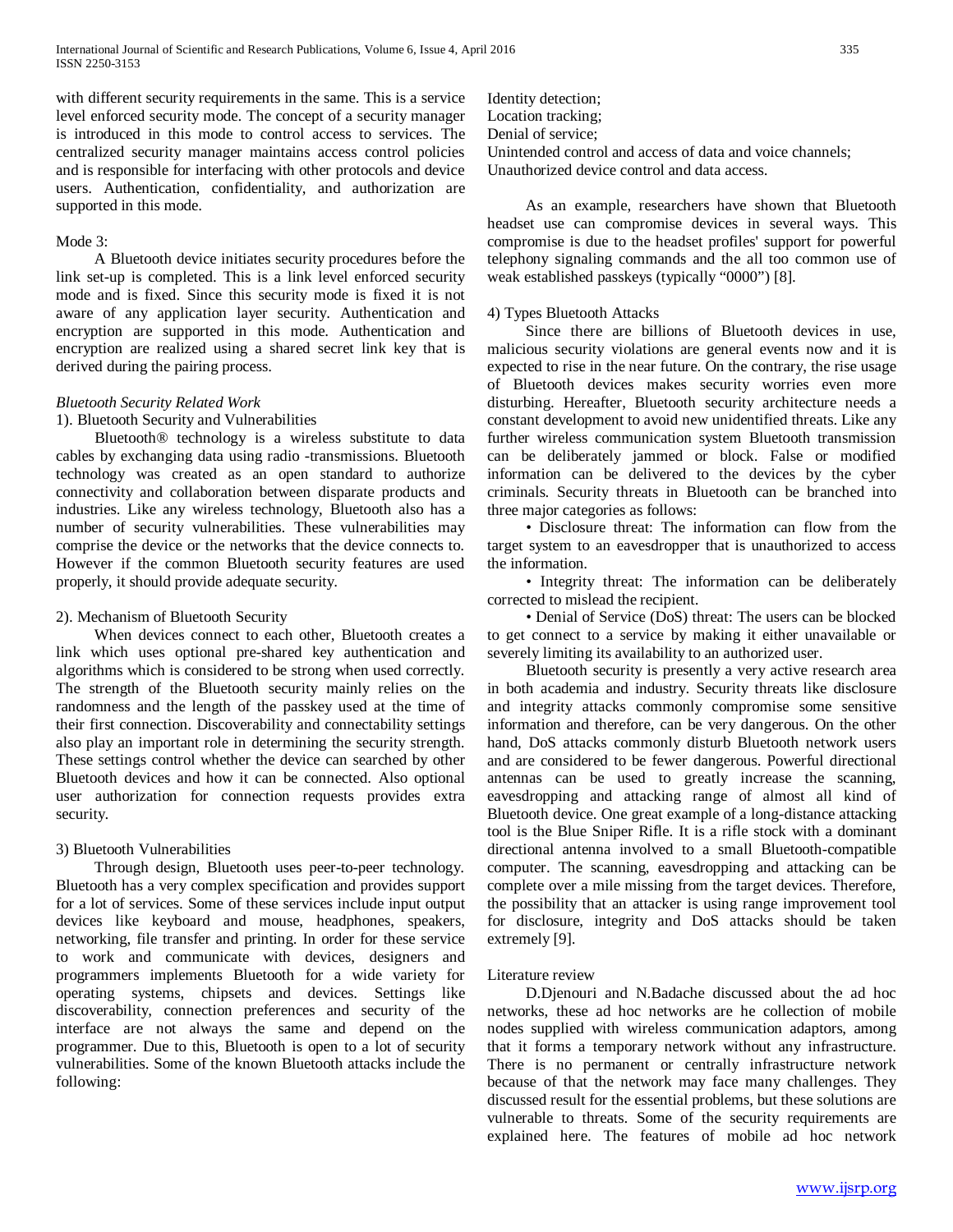with different security requirements in the same. This is a service level enforced security mode. The concept of a security manager is introduced in this mode to control access to services. The centralized security manager maintains access control policies and is responsible for interfacing with other protocols and device users. Authentication, confidentiality, and authorization are supported in this mode.

Mode 3:

A Bluetooth device initiates security procedures before the link set-up is completed. This is a link level enforced security mode and is fixed. Since this security mode is fixed it is not aware of any application layer security. Authentication and encryption are supported in this mode. Authentication and encryption are realized using a shared secret link key that is derived during the pairing process.

*Bluetooth Security Related Work*

1). Bluetooth Security and Vulnerabilities

Bluetooth® technology is a wireless substitute to data cables by exchanging data using radio -transmissions. Bluetooth technology was created as an open standard to authorize connectivity and collaboration between disparate products and industries. Like any wireless technology, Bluetooth also has a number of security vulnerabilities. These vulnerabilities may comprise the device or the networks that the device connects to. However if the common Bluetooth security features are used properly, it should provide adequate security.

2). Mechanism of Bluetooth Security

When devices connect to each other, Bluetooth creates a link which uses optional pre-shared key authentication and algorithms which is considered to be strong when used correctly. The strength of the Bluetooth security mainly relies on the randomness and the length of the passkey used at the time of their first connection. Discoverability and connectability settings also play an important role in determining the security strength. These settings control whether the device can searched by other Bluetooth devices and how it can be connected. Also optional user authorization for connection requests provides extra security.

3) Bluetooth Vulnerabilities

Through design, Bluetooth uses peer-to-peer technology. Bluetooth has a very complex specification and provides support for a lot of services. Some of these services include input output devices like keyboard and mouse, headphones, speakers, networking, file transfer and printing. In order for these service to work and communicate with devices, designers and programmers implements Bluetooth for a wide variety for operating systems, chipsets and devices. Settings like discoverability, connection preferences and security of the interface are not always the same and depend on the programmer. Due to this, Bluetooth is open to a lot of security vulnerabilities. Some of the known Bluetooth attacks include the following:

Identity detection;
Location tracking;
Denial of service;
Unintended control and access of data and voice channels;
Unauthorized device control and data access.

As an example, researchers have shown that Bluetooth headset use can compromise devices in several ways. This compromise is due to the headset profiles' support for powerful telephony signaling commands and the all too common use of weak established passkeys (typically "0000") [8].

4) Types Bluetooth Attacks

Since there are billions of Bluetooth devices in use, malicious security violations are general events now and it is expected to rise in the near future. On the contrary, the rise usage of Bluetooth devices makes security worries even more disturbing. Hereafter, Bluetooth security architecture needs a constant development to avoid new unidentified threats. Like any further wireless communication system Bluetooth transmission can be deliberately jammed or block. False or modified information can be delivered to the devices by the cyber criminals. Security threats in Bluetooth can be branched into three major categories as follows:

- Disclosure threat: The information can flow from the target system to an eavesdropper that is unauthorized to access the information.
- Integrity threat: The information can be deliberately corrected to mislead the recipient.
- Denial of Service (DoS) threat: The users can be blocked to get connect to a service by making it either unavailable or severely limiting its availability to an authorized user.

Bluetooth security is presently a very active research area in both academia and industry. Security threats like disclosure and integrity attacks commonly compromise some sensitive information and therefore, can be very dangerous. On the other hand, DoS attacks commonly disturb Bluetooth network users and are considered to be fewer dangerous. Powerful directional antennas can be used to greatly increase the scanning, eavesdropping and attacking range of almost all kind of Bluetooth device. One great example of a long-distance attacking tool is the Blue Sniper Rifle. It is a rifle stock with a dominant directional antenna involved to a small Bluetooth-compatible computer. The scanning, eavesdropping and attacking can be complete over a mile missing from the target devices. Therefore, the possibility that an attacker is using range improvement tool for disclosure, integrity and DoS attacks should be taken extremely [9].

Literature review

D.Djenouri and N.Badache discussed about the ad hoc networks, these ad hoc networks are he collection of mobile nodes supplied with wireless communication adaptors, among that it forms a temporary network without any infrastructure. There is no permanent or centrally infrastructure network because of that the network may face many challenges. They discussed result for the essential problems, but these solutions are vulnerable to threats. Some of the security requirements are explained here. The features of mobile ad hoc network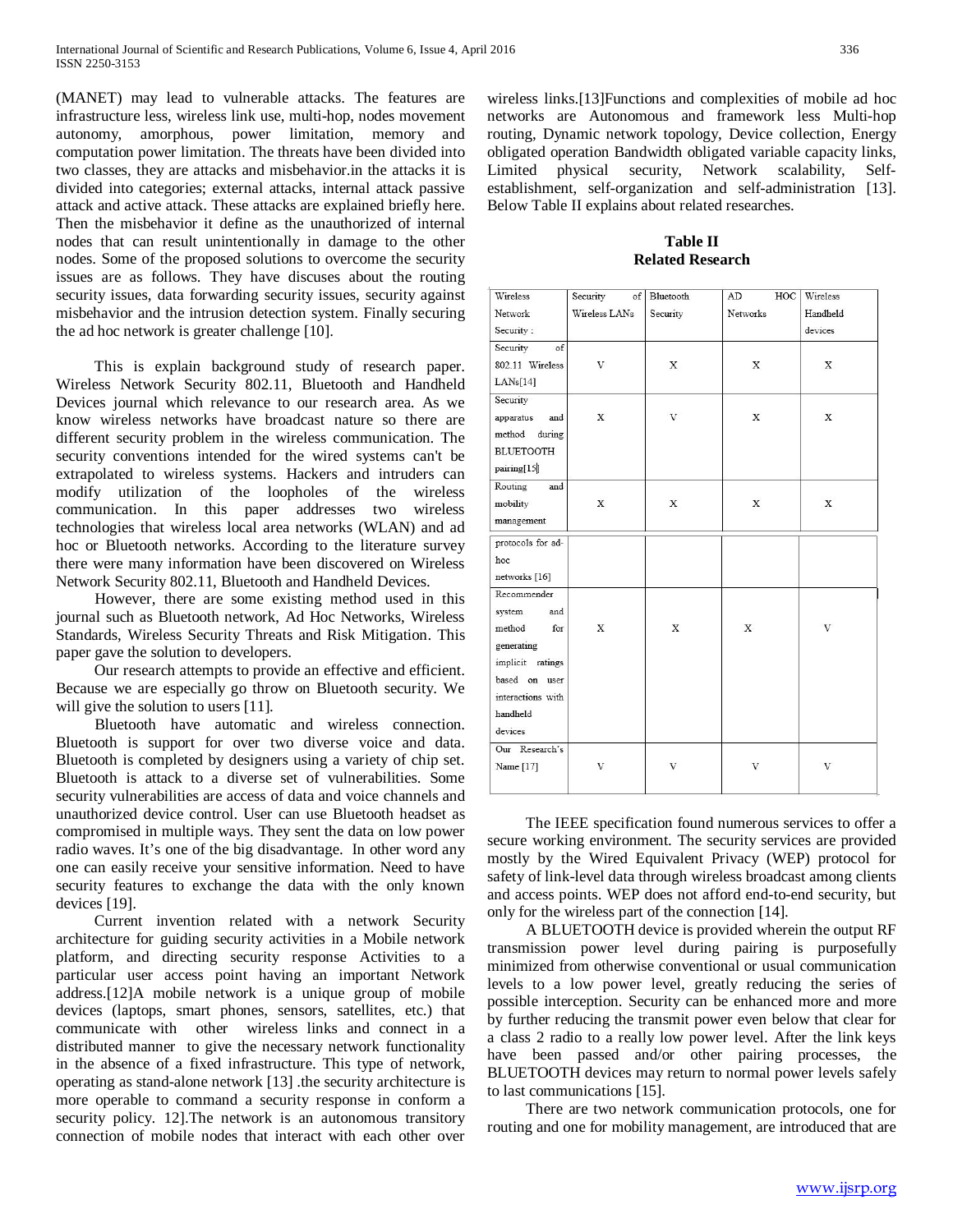(MANET) may lead to vulnerable attacks. The features are infrastructure less, wireless link use, multi-hop, nodes movement autonomy, amorphous, power limitation, memory and computation power limitation. The threats have been divided into two classes, they are attacks and misbehavior.in the attacks it is divided into categories; external attacks, internal attack passive attack and active attack. These attacks are explained briefly here. Then the misbehavior it define as the unauthorized of internal nodes that can result unintentionally in damage to the other nodes. Some of the proposed solutions to overcome the security issues are as follows. They have discuses about the routing security issues, data forwarding security issues, security against misbehavior and the intrusion detection system. Finally securing the ad hoc network is greater challenge [10].

This is explain background study of research paper. Wireless Network Security 802.11, Bluetooth and Handheld Devices journal which relevance to our research area. As we know wireless networks have broadcast nature so there are different security problem in the wireless communication. The security conventions intended for the wired systems can't be extrapolated to wireless systems. Hackers and intruders can modify utilization of the loopholes of the wireless communication. In this paper addresses two wireless technologies that wireless local area networks (WLAN) and ad hoc or Bluetooth networks. According to the literature survey there were many information have been discovered on Wireless Network Security 802.11, Bluetooth and Handheld Devices.

However, there are some existing method used in this journal such as Bluetooth network, Ad Hoc Networks, Wireless Standards, Wireless Security Threats and Risk Mitigation. This paper gave the solution to developers.

Our research attempts to provide an effective and efficient. Because we are especially go throw on Bluetooth security. We will give the solution to users [11].

Bluetooth have automatic and wireless connection. Bluetooth is support for over two diverse voice and data. Bluetooth is completed by designers using a variety of chip set. Bluetooth is attack to a diverse set of vulnerabilities. Some security vulnerabilities are access of data and voice channels and unauthorized device control. User can use Bluetooth headset as compromised in multiple ways. They sent the data on low power radio waves. It's one of the big disadvantage. In other word any one can easily receive your sensitive information. Need to have security features to exchange the data with the only known devices [19].

Current invention related with a network Security architecture for guiding security activities in a Mobile network platform, and directing security response Activities to a particular user access point having an important Network address.[12]A mobile network is a unique group of mobile devices (laptops, smart phones, sensors, satellites, etc.) that communicate with other wireless links and connect in a distributed manner to give the necessary network functionality in the absence of a fixed infrastructure. This type of network, operating as stand-alone network [13] .the security architecture is more operable to command a security response in conform a security policy. 12].The network is an autonomous transitory connection of mobile nodes that interact with each other over wireless links.[13]Functions and complexities of mobile ad hoc networks are Autonomous and framework less Multi-hop routing, Dynamic network topology, Device collection, Energy obligated operation Bandwidth obligated variable capacity links, Limited physical security, Network scalability, Self-establishment, self-organization and self-administration [13]. Below Table II explains about related researches.

**Table II**
**Related Research**

| Wireless Network Security : | Security of Wireless LANs | Bluetooth Security | AD HOC Networks | Wireless Handheld devices |
|---|---|---|---|---|
| Security of 802.11 Wireless LANs[14] | V | X | X | X |
| Security apparatus and method during BLUETOOTH pairing[15] | X | V | X | X |
| Routing and mobility management protocols for ad-hoc networks [16] | X | X | X | X |
| Recommender system and method for generating implicit ratings based on user interactions with handheld devices | X | X | X | V |
| Our Research's Name [17] | V | V | V | V |

The IEEE specification found numerous services to offer a secure working environment. The security services are provided mostly by the Wired Equivalent Privacy (WEP) protocol for safety of link-level data through wireless broadcast among clients and access points. WEP does not afford end-to-end security, but only for the wireless part of the connection [14].

A BLUETOOTH device is provided wherein the output RF transmission power level during pairing is purposefully minimized from otherwise conventional or usual communication levels to a low power level, greatly reducing the series of possible interception. Security can be enhanced more and more by further reducing the transmit power even below that clear for a class 2 radio to a really low power level. After the link keys have been passed and/or other pairing processes, the BLUETOOTH devices may return to normal power levels safely to last communications [15].

There are two network communication protocols, one for routing and one for mobility management, are introduced that are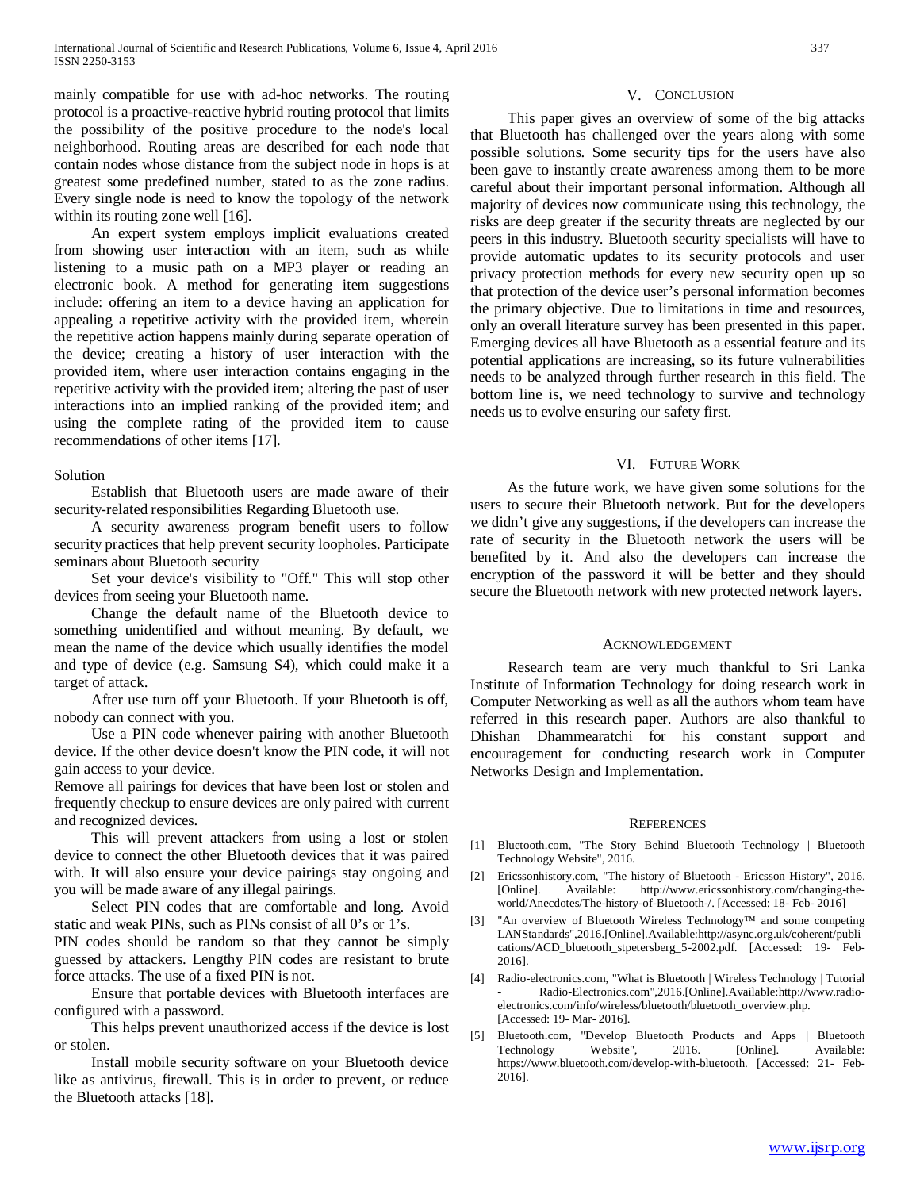mainly compatible for use with ad-hoc networks. The routing protocol is a proactive-reactive hybrid routing protocol that limits the possibility of the positive procedure to the node's local neighborhood. Routing areas are described for each node that contain nodes whose distance from the subject node in hops is at greatest some predefined number, stated to as the zone radius. Every single node is need to know the topology of the network within its routing zone well [16].

An expert system employs implicit evaluations created from showing user interaction with an item, such as while listening to a music path on a MP3 player or reading an electronic book. A method for generating item suggestions include: offering an item to a device having an application for appealing a repetitive activity with the provided item, wherein the repetitive action happens mainly during separate operation of the device; creating a history of user interaction with the provided item, where user interaction contains engaging in the repetitive activity with the provided item; altering the past of user interactions into an implied ranking of the provided item; and using the complete rating of the provided item to cause recommendations of other items [17].

Solution

Establish that Bluetooth users are made aware of their security-related responsibilities Regarding Bluetooth use.

A security awareness program benefit users to follow security practices that help prevent security loopholes. Participate seminars about Bluetooth security

Set your device's visibility to "Off." This will stop other devices from seeing your Bluetooth name.

Change the default name of the Bluetooth device to something unidentified and without meaning. By default, we mean the name of the device which usually identifies the model and type of device (e.g. Samsung S4), which could make it a target of attack.

After use turn off your Bluetooth. If your Bluetooth is off, nobody can connect with you.

Use a PIN code whenever pairing with another Bluetooth device. If the other device doesn't know the PIN code, it will not gain access to your device.

Remove all pairings for devices that have been lost or stolen and frequently checkup to ensure devices are only paired with current and recognized devices.

This will prevent attackers from using a lost or stolen device to connect the other Bluetooth devices that it was paired with. It will also ensure your device pairings stay ongoing and you will be made aware of any illegal pairings.

Select PIN codes that are comfortable and long. Avoid static and weak PINs, such as PINs consist of all 0's or 1's.

PIN codes should be random so that they cannot be simply guessed by attackers. Lengthy PIN codes are resistant to brute force attacks. The use of a fixed PIN is not.

Ensure that portable devices with Bluetooth interfaces are configured with a password.

This helps prevent unauthorized access if the device is lost or stolen.

Install mobile security software on your Bluetooth device like as antivirus, firewall. This is in order to prevent, or reduce the Bluetooth attacks [18].

## V. Conclusion

This paper gives an overview of some of the big attacks that Bluetooth has challenged over the years along with some possible solutions. Some security tips for the users have also been gave to instantly create awareness among them to be more careful about their important personal information. Although all majority of devices now communicate using this technology, the risks are deep greater if the security threats are neglected by our peers in this industry. Bluetooth security specialists will have to provide automatic updates to its security protocols and user privacy protection methods for every new security open up so that protection of the device user's personal information becomes the primary objective. Due to limitations in time and resources, only an overall literature survey has been presented in this paper. Emerging devices all have Bluetooth as a essential feature and its potential applications are increasing, so its future vulnerabilities needs to be analyzed through further research in this field. The bottom line is, we need technology to survive and technology needs us to evolve ensuring our safety first.

## VI. Future Work

As the future work, we have given some solutions for the users to secure their Bluetooth network. But for the developers we didn't give any suggestions, if the developers can increase the rate of security in the Bluetooth network the users will be benefited by it. And also the developers can increase the encryption of the password it will be better and they should secure the Bluetooth network with new protected network layers.

## Acknowledgement

Research team are very much thankful to Sri Lanka Institute of Information Technology for doing research work in Computer Networking as well as all the authors whom team have referred in this research paper. Authors are also thankful to Dhishan Dhammearatchi for his constant support and encouragement for conducting research work in Computer Networks Design and Implementation.

## References

[1] Bluetooth.com, "The Story Behind Bluetooth Technology | Bluetooth Technology Website", 2016.

[2] Ericssonhistory.com, "The history of Bluetooth - Ericsson History", 2016. [Online]. Available: http://www.ericssonhistory.com/changing-the-world/Anecdotes/The-history-of-Bluetooth-/. [Accessed: 18- Feb- 2016]

[3] "An overview of Bluetooth Wireless Technology™ and some competing LANStandards",2016.[Online].Available:http://async.org.uk/coherent/publications/ACD_bluetooth_stpetersberg_5-2002.pdf. [Accessed: 19- Feb- 2016].

[4] Radio-electronics.com, "What is Bluetooth | Wireless Technology | Tutorial - Radio-Electronics.com",2016.[Online].Available:http://www.radio-electronics.com/info/wireless/bluetooth/bluetooth_overview.php. [Accessed: 19- Mar- 2016].

[5] Bluetooth.com, "Develop Bluetooth Products and Apps | Bluetooth Technology Website", 2016. [Online]. Available: https://www.bluetooth.com/develop-with-bluetooth. [Accessed: 21- Feb- 2016].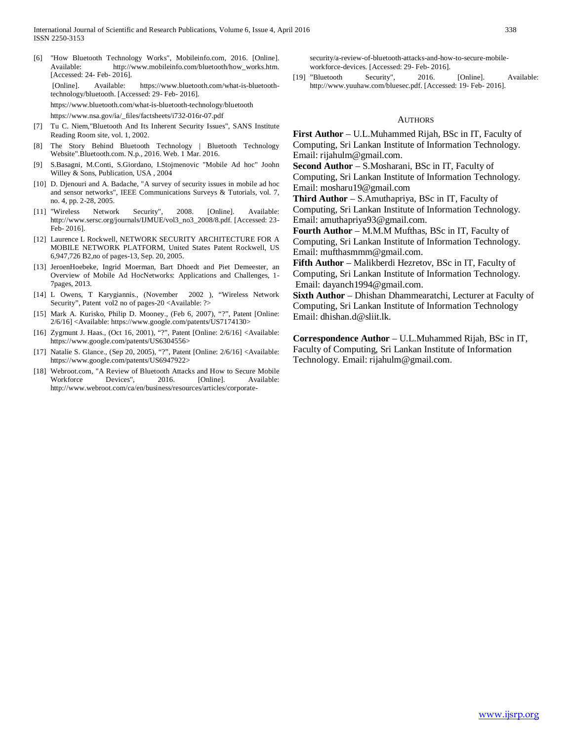[6] "How Bluetooth Technology Works", Mobileinfo.com, 2016. [Online]. Available: http://www.mobileinfo.com/bluetooth/how_works.htm. [Accessed: 24- Feb- 2016].

[Online]. Available: https://www.bluetooth.com/what-is-bluetooth-technology/bluetooth. [Accessed: 29- Feb- 2016].

https://www.bluetooth.com/what-is-bluetooth-technology/bluetooth

https://www.nsa.gov/ia/_files/factsheets/i732-016r-07.pdf

[7] Tu C. Niem,"Bluetooth And Its Inherent Security Issues", SANS Institute Reading Room site, vol. 1, 2002.

[8] The Story Behind Bluetooth Technology | Bluetooth Technology Website".Bluetooth.com. N.p., 2016. Web. 1 Mar. 2016.

[9] S.Basagni, M.Conti, S.Giordano, I.Stojmenovic "Mobile Ad hoc" Joohn Willey & Sons, Publication, USA , 2004

[10] D. Djenouri and A. Badache, "A survey of security issues in mobile ad hoc and sensor networks", IEEE Communications Surveys & Tutorials, vol. 7, no. 4, pp. 2-28, 2005.

[11] "Wireless Network Security", 2008. [Online]. Available: http://www.sersc.org/journals/IJMUE/vol3_no3_2008/8.pdf. [Accessed: 23- Feb- 2016].

[12] Laurence L Rockwell, NETWORK SECURITY ARCHITECTURE FOR A MOBILE NETWORK PLATFORM, United States Patent Rockwell, US 6,947,726 B2,no of pages-13, Sep. 20, 2005.

[13] JeroenHoebeke, Ingrid Moerman, Bart Dhoedt and Piet Demeester, an Overview of Mobile Ad HocNetworks: Applications and Challenges, 1-7pages, 2013.

[14] L Owens, T Karygiannis., (November 2002 ), "Wireless Network Security", Patent vol2 no of pages-20 <Available: ?>

[15] Mark A. Kurisko, Philip D. Mooney., (Feb 6, 2007), "?", Patent [Online: 2/6/16] <Available: https://www.google.com/patents/US7174130>

[16] Zygmunt J. Haas., (Oct 16, 2001), "?", Patent [Online: 2/6/16] <Available: https://www.google.com/patents/US6304556>

[17] Natalie S. Glance., (Sep 20, 2005), "?", Patent [Online: 2/6/16] <Available: https://www.google.com/patents/US6947922>

[18] Webroot.com, "A Review of Bluetooth Attacks and How to Secure Mobile Workforce Devices", 2016. [Online]. Available: http://www.webroot.com/ca/en/business/resources/articles/corporate-security/a-review-of-bluetooth-attacks-and-how-to-secure-mobile-workforce-devices. [Accessed: 29- Feb- 2016].

[19] "Bluetooth Security", 2016. [Online]. Available: http://www.yuuhaw.com/bluesec.pdf. [Accessed: 19- Feb- 2016].

## AUTHORS

**First Author** – U.L.Muhammed Rijah, BSc in IT, Faculty of Computing, Sri Lankan Institute of Information Technology. Email: rijahulm@gmail.com.

**Second Author** – S.Mosharani, BSc in IT, Faculty of Computing, Sri Lankan Institute of Information Technology. Email: mosharu19@gmail.com

**Third Author** – S.Amuthapriya, BSc in IT, Faculty of Computing, Sri Lankan Institute of Information Technology. Email: amuthapriya93@gmail.com.

**Fourth Author** – M.M.M Mufthas, BSc in IT, Faculty of Computing, Sri Lankan Institute of Information Technology. Email: mufthasmmm@gmail.com.

**Fifth Author** – Malikberdi Hezretov, BSc in IT, Faculty of Computing, Sri Lankan Institute of Information Technology. Email: dayanch1994@gmail.com.

**Sixth Author** – Dhishan Dhammearatchi, Lecturer at Faculty of Computing, Sri Lankan Institute of Information Technology Email: dhishan.d@sliit.lk.

**Correspondence Author** – U.L.Muhammed Rijah, BSc in IT, Faculty of Computing, Sri Lankan Institute of Information Technology. Email: rijahulm@gmail.com.